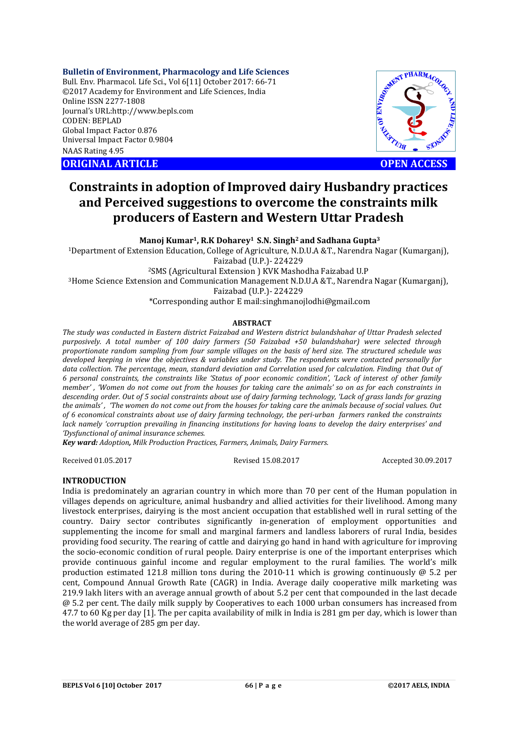**Bulletin of Environment, Pharmacology and Life Sciences**
Bull. Env. Pharmacol. Life Sci., Vol 6[11] October 2017: 66-71
©2017 Academy for Environment and Life Sciences, India
Online ISSN 2277-1808
Journal's URL:http://www.bepls.com
CODEN: BEPLAD
Global Impact Factor 0.876
Universal Impact Factor 0.9804
NAAS Rating 4.95

**ORIGINAL ARTICLE** **OPEN ACCESS**

# Constraints in adoption of Improved dairy Husbandry practices and Perceived suggestions to overcome the constraints milk producers of Eastern and Western Uttar Pradesh

**Manoj Kumar[1], R.K Doharey[1] S.N. Singh[2] and Sadhana Gupta[3]**

[1]Department of Extension Education, College of Agriculture, N.D.U.A &T., Narendra Nagar (Kumarganj), Faizabad (U.P.)- 224229

[2]SMS (Agricultural Extension ) KVK Mashodha Faizabad U.P

[3]Home Science Extension and Communication Management N.D.U.A &T., Narendra Nagar (Kumarganj), Faizabad (U.P.)- 224229

*Corresponding author E mail:singhmanojlodhi@gmail.com

**ABSTRACT**

*The study was conducted in Eastern district Faizabad and Western district bulandshahar of Uttar Pradesh selected purposively. A total number of 100 dairy farmers (50 Faizabad +50 bulandshahar) were selected through proportionate random sampling from four sample villages on the basis of herd size. The structured schedule was developed keeping in view the objectives & variables under study. The respondents were contacted personally for data collection. The percentage, mean, standard deviation and Correlation used for calculation. Finding that Out of 6 personal constraints, the constraints like 'Status of poor economic condition', 'Lack of interest of other family member' , 'Women do not come out from the houses for taking care the animals' so on as for each constraints in descending order. Out of 5 social constraints about use of dairy farming technology, 'Lack of grass lands for grazing the animals' , 'The women do not come out from the houses for taking care the animals because of social values. Out of 6 economical constraints about use of dairy farming technology, the peri-urban farmers ranked the constraints lack namely 'corruption prevailing in financing institutions for having loans to develop the dairy enterprises' and 'Dysfunctional of animal insurance schemes.*

***Key ward:** Adoption, Milk Production Practices, Farmers, Animals, Dairy Farmers.*

Received 01.05.2017 Revised 15.08.2017 Accepted 30.09.2017

## INTRODUCTION

India is predominately an agrarian country in which more than 70 per cent of the Human population in villages depends on agriculture, animal husbandry and allied activities for their livelihood. Among many livestock enterprises, dairying is the most ancient occupation that established well in rural setting of the country. Dairy sector contributes significantly in-generation of employment opportunities and supplementing the income for small and marginal farmers and landless laborers of rural India, besides providing food security. The rearing of cattle and dairying go hand in hand with agriculture for improving the socio-economic condition of rural people. Dairy enterprise is one of the important enterprises which provide continuous gainful income and regular employment to the rural families. The world's milk production estimated 121.8 million tons during the 2010-11 which is growing continuously @ 5.2 per cent, Compound Annual Growth Rate (CAGR) in India. Average daily cooperative milk marketing was 219.9 lakh liters with an average annual growth of about 5.2 per cent that compounded in the last decade @ 5.2 per cent. The daily milk supply by Cooperatives to each 1000 urban consumers has increased from 47.7 to 60 Kg per day [1]. The per capita availability of milk in India is 281 gm per day, which is lower than the world average of 285 gm per day.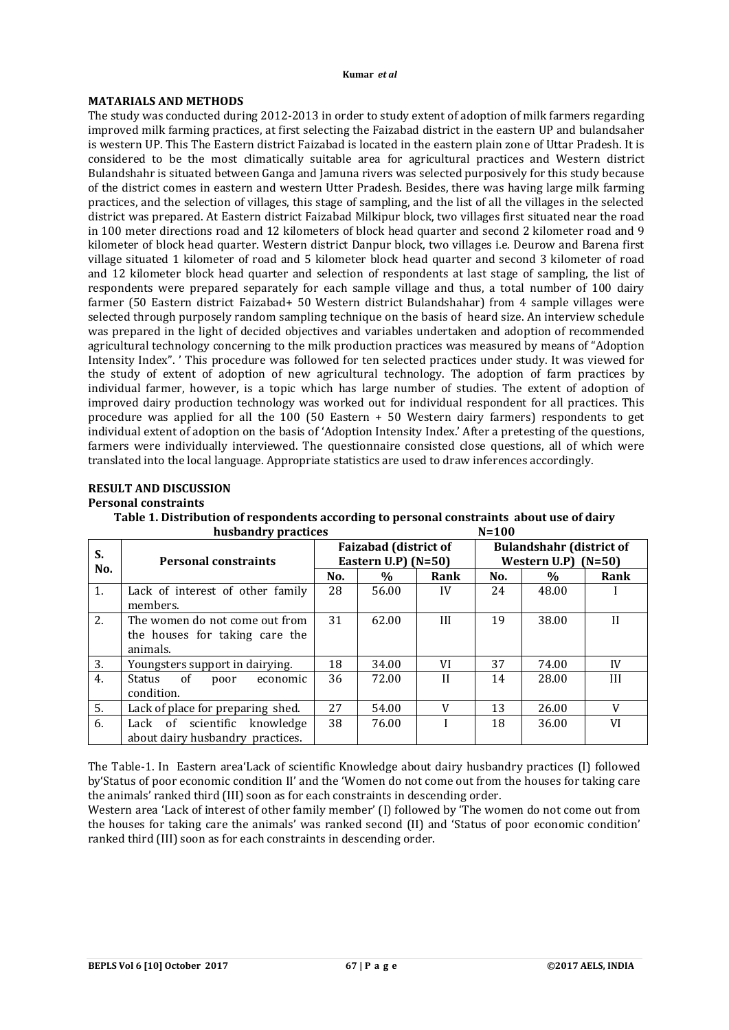## MATARIALS AND METHODS

The study was conducted during 2012-2013 in order to study extent of adoption of milk farmers regarding improved milk farming practices, at first selecting the Faizabad district in the eastern UP and bulandsaher is western UP. This The Eastern district Faizabad is located in the eastern plain zone of Uttar Pradesh. It is considered to be the most climatically suitable area for agricultural practices and Western district Bulandshahr is situated between Ganga and Jamuna rivers was selected purposively for this study because of the district comes in eastern and western Utter Pradesh. Besides, there was having large milk farming practices, and the selection of villages, this stage of sampling, and the list of all the villages in the selected district was prepared. At Eastern district Faizabad Milkipur block, two villages first situated near the road in 100 meter directions road and 12 kilometers of block head quarter and second 2 kilometer road and 9 kilometer of block head quarter. Western district Danpur block, two villages i.e. Deurow and Barena first village situated 1 kilometer of road and 5 kilometer block head quarter and second 3 kilometer of road and 12 kilometer block head quarter and selection of respondents at last stage of sampling, the list of respondents were prepared separately for each sample village and thus, a total number of 100 dairy farmer (50 Eastern district Faizabad+ 50 Western district Bulandshahar) from 4 sample villages were selected through purposely random sampling technique on the basis of heard size. An interview schedule was prepared in the light of decided objectives and variables undertaken and adoption of recommended agricultural technology concerning to the milk production practices was measured by means of "Adoption Intensity Index". ' This procedure was followed for ten selected practices under study. It was viewed for the study of extent of adoption of new agricultural technology. The adoption of farm practices by individual farmer, however, is a topic which has large number of studies. The extent of adoption of improved dairy production technology was worked out for individual respondent for all practices. This procedure was applied for all the 100 (50 Eastern + 50 Western dairy farmers) respondents to get individual extent of adoption on the basis of 'Adoption Intensity Index.' After a pretesting of the questions, farmers were individually interviewed. The questionnaire consisted close questions, all of which were translated into the local language. Appropriate statistics are used to draw inferences accordingly.

## RESULT AND DISCUSSION

### Personal constraints

**Table 1. Distribution of respondents according to personal constraints about use of dairy husbandry practices N=100**

| S. No. | Personal constraints | Faizabad (district of Eastern U.P) (N=50) | | | Bulandshahr (district of Western U.P) (N=50) | | |
|---|---|---|---|---|---|---|---|
| | | No. | % | Rank | No. | % | Rank |
| 1. | Lack of interest of other family members. | 28 | 56.00 | IV | 24 | 48.00 | I |
| 2. | The women do not come out from the houses for taking care the animals. | 31 | 62.00 | III | 19 | 38.00 | II |
| 3. | Youngsters support in dairying. | 18 | 34.00 | VI | 37 | 74.00 | IV |
| 4. | Status of poor economic condition. | 36 | 72.00 | II | 14 | 28.00 | III |
| 5. | Lack of place for preparing shed. | 27 | 54.00 | V | 13 | 26.00 | V |
| 6. | Lack of scientific knowledge about dairy husbandry practices. | 38 | 76.00 | I | 18 | 36.00 | VI |

The Table-1. In Eastern area'Lack of scientific Knowledge about dairy husbandry practices (I) followed by'Status of poor economic condition II' and the 'Women do not come out from the houses for taking care the animals' ranked third (III) soon as for each constraints in descending order.

Western area 'Lack of interest of other family member' (I) followed by 'The women do not come out from the houses for taking care the animals' was ranked second (II) and 'Status of poor economic condition' ranked third (III) soon as for each constraints in descending order.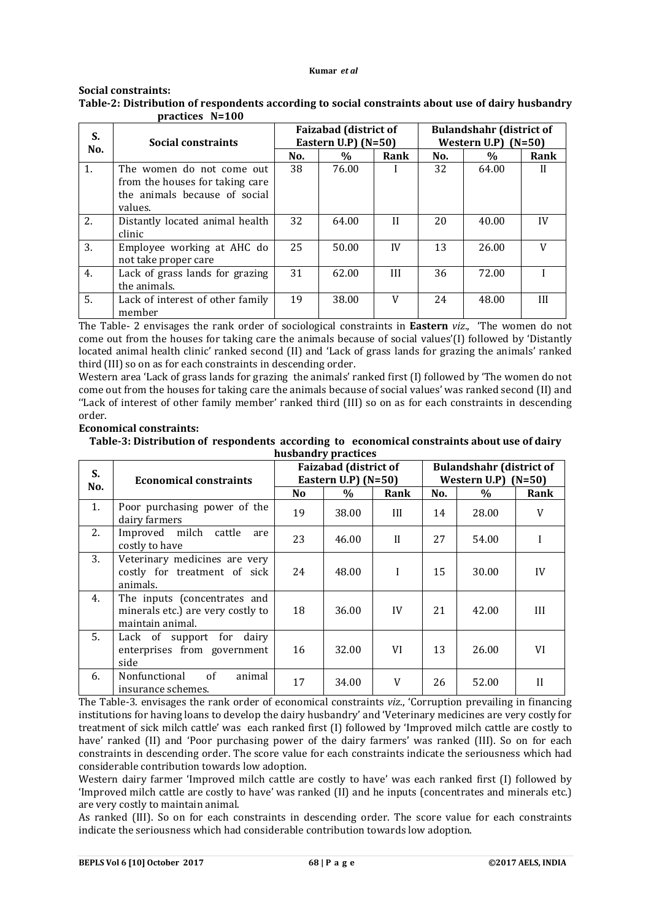**Social constraints:**

**Table-2: Distribution of respondents according to social constraints about use of dairy husbandry practices N=100**

| S. No. | Social constraints | Faizabad (district of Eastern U.P) (N=50) | | | Bulandshahr (district of Western U.P) (N=50) | | |
|---|---|---|---|---|---|---|---|
| | | No. | % | Rank | No. | % | Rank |
| 1. | The women do not come out from the houses for taking care the animals because of social values. | 38 | 76.00 | I | 32 | 64.00 | II |
| 2. | Distantly located animal health clinic | 32 | 64.00 | II | 20 | 40.00 | IV |
| 3. | Employee working at AHC do not take proper care | 25 | 50.00 | IV | 13 | 26.00 | V |
| 4. | Lack of grass lands for grazing the animals. | 31 | 62.00 | III | 36 | 72.00 | I |
| 5. | Lack of interest of other family member | 19 | 38.00 | V | 24 | 48.00 | III |

The Table- 2 envisages the rank order of sociological constraints in **Eastern** *viz.,* 'The women do not come out from the houses for taking care the animals because of social values'(I) followed by 'Distantly located animal health clinic' ranked second (II) and 'Lack of grass lands for grazing the animals' ranked third (III) so on as for each constraints in descending order.

Western area 'Lack of grass lands for grazing the animals' ranked first (I) followed by 'The women do not come out from the houses for taking care the animals because of social values' was ranked second (II) and ''Lack of interest of other family member' ranked third (III) so on as for each constraints in descending order.

**Economical constraints:**

**Table-3: Distribution of respondents according to economical constraints about use of dairy husbandry practices**

| S. No. | Economical constraints | Faizabad (district of Eastern U.P) (N=50) | | | Bulandshahr (district of Western U.P) (N=50) | | |
|---|---|---|---|---|---|---|---|
| | | No | % | Rank | No. | % | Rank |
| 1. | Poor purchasing power of the dairy farmers | 19 | 38.00 | III | 14 | 28.00 | V |
| 2. | Improved milch cattle are costly to have | 23 | 46.00 | II | 27 | 54.00 | I |
| 3. | Veterinary medicines are very costly for treatment of sick animals. | 24 | 48.00 | I | 15 | 30.00 | IV |
| 4. | The inputs (concentrates and minerals etc.) are very costly to maintain animal. | 18 | 36.00 | IV | 21 | 42.00 | III |
| 5. | Lack of support for dairy enterprises from government side | 16 | 32.00 | VI | 13 | 26.00 | VI |
| 6. | Nonfunctional of animal insurance schemes. | 17 | 34.00 | V | 26 | 52.00 | II |

The Table-3. envisages the rank order of economical constraints *viz.,* 'Corruption prevailing in financing institutions for having loans to develop the dairy husbandry' and 'Veterinary medicines are very costly for treatment of sick milch cattle' was each ranked first (I) followed by 'Improved milch cattle are costly to have' ranked (II) and 'Poor purchasing power of the dairy farmers' was ranked (III). So on for each constraints in descending order. The score value for each constraints indicate the seriousness which had considerable contribution towards low adoption.

Western dairy farmer 'Improved milch cattle are costly to have' was each ranked first (I) followed by 'Improved milch cattle are costly to have' was ranked (II) and he inputs (concentrates and minerals etc.) are very costly to maintain animal.

As ranked (III). So on for each constraints in descending order. The score value for each constraints indicate the seriousness which had considerable contribution towards low adoption.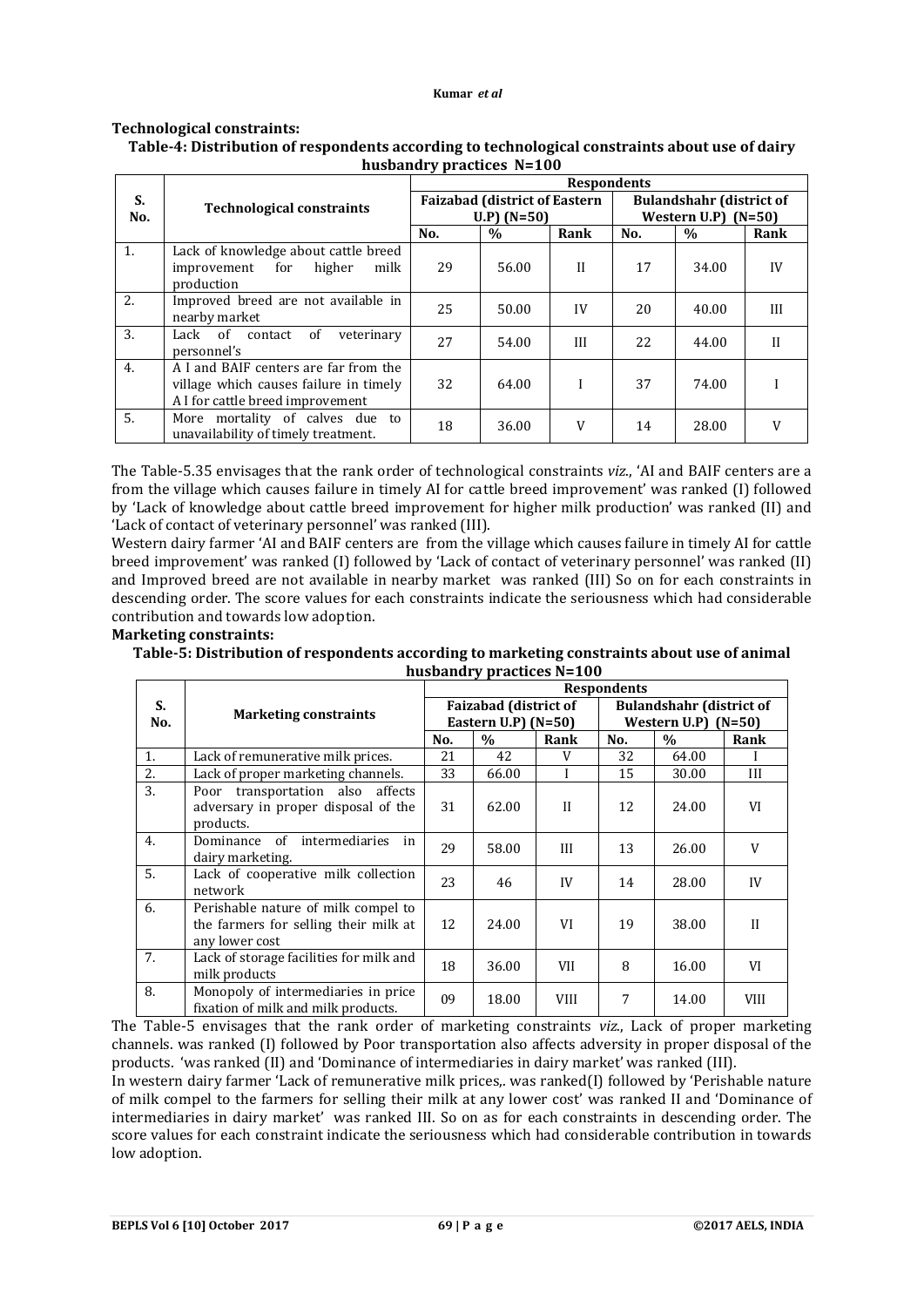**Technological constraints:**

**Table-4: Distribution of respondents according to technological constraints about use of dairy husbandry practices N=100**

| S. No. | Technological constraints | Respondents | | | | | |
|---|---|---|---|---|---|---|---|
| | | Faizabad (district of Eastern U.P) (N=50) | | | Bulandshahr (district of Western U.P) (N=50) | | |
| | | No. | % | Rank | No. | % | Rank |
| 1. | Lack of knowledge about cattle breed improvement for higher milk production | 29 | 56.00 | II | 17 | 34.00 | IV |
| 2. | Improved breed are not available in nearby market | 25 | 50.00 | IV | 20 | 40.00 | III |
| 3. | Lack of contact of veterinary personnel's | 27 | 54.00 | III | 22 | 44.00 | II |
| 4. | A I and BAIF centers are far from the village which causes failure in timely A I for cattle breed improvement | 32 | 64.00 | I | 37 | 74.00 | I |
| 5. | More mortality of calves due to unavailability of timely treatment. | 18 | 36.00 | V | 14 | 28.00 | V |

The Table-5.35 envisages that the rank order of technological constraints *viz.*, 'AI and BAIF centers are a from the village which causes failure in timely AI for cattle breed improvement' was ranked (I) followed by 'Lack of knowledge about cattle breed improvement for higher milk production' was ranked (II) and 'Lack of contact of veterinary personnel' was ranked (III).

Western dairy farmer 'AI and BAIF centers are from the village which causes failure in timely AI for cattle breed improvement' was ranked (I) followed by 'Lack of contact of veterinary personnel' was ranked (II) and Improved breed are not available in nearby market was ranked (III) So on for each constraints in descending order. The score values for each constraints indicate the seriousness which had considerable contribution and towards low adoption.

**Marketing constraints:**

**Table-5: Distribution of respondents according to marketing constraints about use of animal husbandry practices N=100**

| S. No. | Marketing constraints | Respondents | | | | | |
|---|---|---|---|---|---|---|---|
| | | Faizabad (district of Eastern U.P) (N=50) | | | Bulandshahr (district of Western U.P) (N=50) | | |
| | | No. | % | Rank | No. | % | Rank |
| 1. | Lack of remunerative milk prices. | 21 | 42 | V | 32 | 64.00 | I |
| 2. | Lack of proper marketing channels. | 33 | 66.00 | I | 15 | 30.00 | III |
| 3. | Poor transportation also affects adversary in proper disposal of the products. | 31 | 62.00 | II | 12 | 24.00 | VI |
| 4. | Dominance of intermediaries in dairy marketing. | 29 | 58.00 | III | 13 | 26.00 | V |
| 5. | Lack of cooperative milk collection network | 23 | 46 | IV | 14 | 28.00 | IV |
| 6. | Perishable nature of milk compel to the farmers for selling their milk at any lower cost | 12 | 24.00 | VI | 19 | 38.00 | II |
| 7. | Lack of storage facilities for milk and milk products | 18 | 36.00 | VII | 8 | 16.00 | VI |
| 8. | Monopoly of intermediaries in price fixation of milk and milk products. | 09 | 18.00 | VIII | 7 | 14.00 | VIII |

The Table-5 envisages that the rank order of marketing constraints *viz.*, Lack of proper marketing channels. was ranked (I) followed by Poor transportation also affects adversity in proper disposal of the products. 'was ranked (II) and 'Dominance of intermediaries in dairy market' was ranked (III).

In western dairy farmer 'Lack of remunerative milk prices,. was ranked(I) followed by 'Perishable nature of milk compel to the farmers for selling their milk at any lower cost' was ranked II and 'Dominance of intermediaries in dairy market' was ranked III. So on as for each constraints in descending order. The score values for each constraint indicate the seriousness which had considerable contribution in towards low adoption.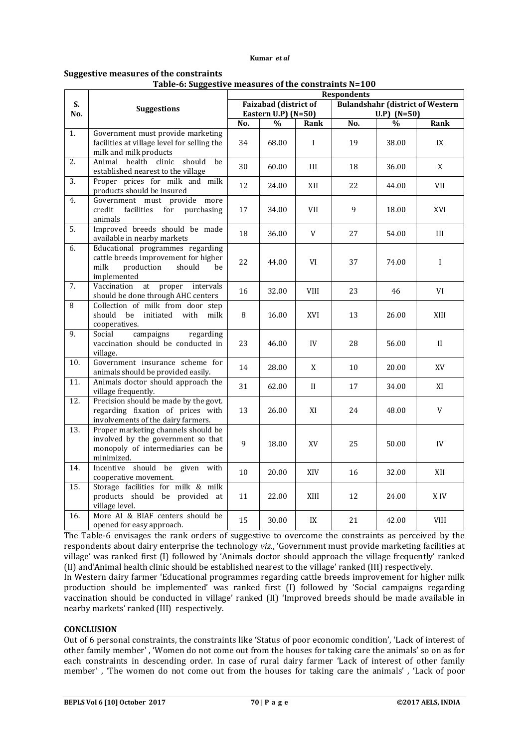**Suggestive measures of the constraints**

**Table-6: Suggestive measures of the constraints N=100**

| S. No. | Suggestions | Respondents | | | | | |
|---|---|---|---|---|---|---|---|
| | | Faizabad (district of Eastern U.P) (N=50) | | | Bulandshahr (district of Western U.P) (N=50) | | |
| | | No. | % | Rank | No. | % | Rank |
| 1. | Government must provide marketing facilities at village level for selling the milk and milk products | 34 | 68.00 | I | 19 | 38.00 | IX |
| 2. | Animal health clinic should be established nearest to the village | 30 | 60.00 | III | 18 | 36.00 | X |
| 3. | Proper prices for milk and milk products should be insured | 12 | 24.00 | XII | 22 | 44.00 | VII |
| 4. | Government must provide more credit facilities for purchasing animals | 17 | 34.00 | VII | 9 | 18.00 | XVI |
| 5. | Improved breeds should be made available in nearby markets | 18 | 36.00 | V | 27 | 54.00 | III |
| 6. | Educational programmes regarding cattle breeds improvement for higher milk production should be implemented | 22 | 44.00 | VI | 37 | 74.00 | I |
| 7. | Vaccination at proper intervals should be done through AHC centers | 16 | 32.00 | VIII | 23 | 46 | VI |
| 8 | Collection of milk from door step should be initiated with milk cooperatives. | 8 | 16.00 | XVI | 13 | 26.00 | XIII |
| 9. | Social campaigns regarding vaccination should be conducted in village. | 23 | 46.00 | IV | 28 | 56.00 | II |
| 10. | Government insurance scheme for animals should be provided easily. | 14 | 28.00 | X | 10 | 20.00 | XV |
| 11. | Animals doctor should approach the village frequently. | 31 | 62.00 | II | 17 | 34.00 | XI |
| 12. | Precision should be made by the govt. regarding fixation of prices with involvements of the dairy farmers. | 13 | 26.00 | XI | 24 | 48.00 | V |
| 13. | Proper marketing channels should be involved by the government so that monopoly of intermediaries can be minimized. | 9 | 18.00 | XV | 25 | 50.00 | IV |
| 14. | Incentive should be given with cooperative movement. | 10 | 20.00 | XIV | 16 | 32.00 | XII |
| 15. | Storage facilities for milk & milk products should be provided at village level. | 11 | 22.00 | XIII | 12 | 24.00 | X IV |
| 16. | More AI & BIAF centers should be opened for easy approach. | 15 | 30.00 | IX | 21 | 42.00 | VIII |

The Table-6 envisages the rank orders of suggestive to overcome the constraints as perceived by the respondents about dairy enterprise the technology *viz*., 'Government must provide marketing facilities at village' was ranked first (I) followed by 'Animals doctor should approach the village frequently' ranked (II) and'Animal health clinic should be established nearest to the village' ranked (III) respectively.

In Western dairy farmer 'Educational programmes regarding cattle breeds improvement for higher milk production should be implemented' was ranked first (I) followed by 'Social campaigns regarding vaccination should be conducted in village' ranked (II) 'Improved breeds should be made available in nearby markets' ranked (III) respectively.

## CONCLUSION

Out of 6 personal constraints, the constraints like 'Status of poor economic condition', 'Lack of interest of other family member' , 'Women do not come out from the houses for taking care the animals' so on as for each constraints in descending order. In case of rural dairy farmer 'Lack of interest of other family member' , 'The women do not come out from the houses for taking care the animals' , 'Lack of poor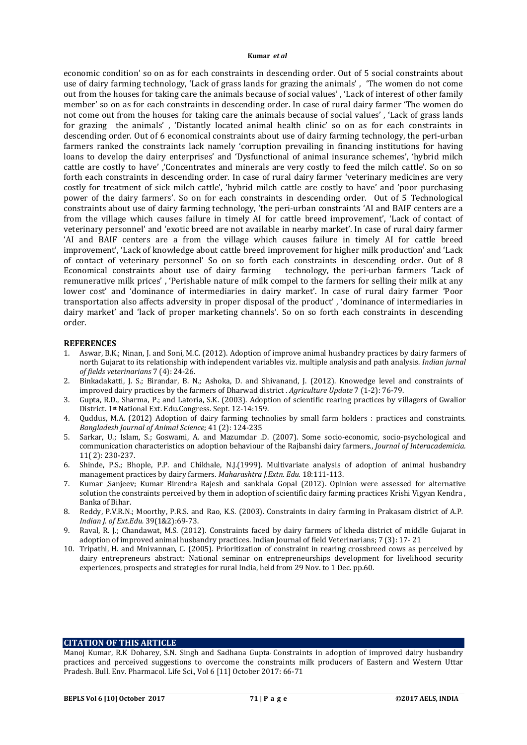economic condition' so on as for each constraints in descending order. Out of 5 social constraints about use of dairy farming technology, 'Lack of grass lands for grazing the animals' , 'The women do not come out from the houses for taking care the animals because of social values' , 'Lack of interest of other family member' so on as for each constraints in descending order. In case of rural dairy farmer 'The women do not come out from the houses for taking care the animals because of social values' , 'Lack of grass lands for grazing the animals' , 'Distantly located animal health clinic' so on as for each constraints in descending order. Out of 6 economical constraints about use of dairy farming technology, the peri-urban farmers ranked the constraints lack namely 'corruption prevailing in financing institutions for having loans to develop the dairy enterprises' and 'Dysfunctional of animal insurance schemes', 'hybrid milch cattle are costly to have' ,'Concentrates and minerals are very costly to feed the milch cattle'. So on so forth each constraints in descending order. In case of rural dairy farmer 'veterinary medicines are very costly for treatment of sick milch cattle', 'hybrid milch cattle are costly to have' and 'poor purchasing power of the dairy farmers'. So on for each constraints in descending order. Out of 5 Technological constraints about use of dairy farming technology, 'the peri-urban constraints 'AI and BAIF centers are a from the village which causes failure in timely AI for cattle breed improvement', 'Lack of contact of veterinary personnel' and 'exotic breed are not available in nearby market'. In case of rural dairy farmer 'AI and BAIF centers are a from the village which causes failure in timely AI for cattle breed improvement', 'Lack of knowledge about cattle breed improvement for higher milk production' and 'Lack of contact of veterinary personnel' So on so forth each constraints in descending order. Out of 8 Economical constraints about use of dairy farming technology, the peri-urban farmers 'Lack of remunerative milk prices' , 'Perishable nature of milk compel to the farmers for selling their milk at any lower cost' and 'dominance of intermediaries in dairy market'. In case of rural dairy farmer 'Poor transportation also affects adversity in proper disposal of the product' , 'dominance of intermediaries in dairy market' and 'lack of proper marketing channels'. So on so forth each constraints in descending order.

## REFERENCES

1. Aswar, B.K.; Ninan, J. and Soni, M.C. (2012). Adoption of improve animal husbandry practices by dairy farmers of north Gujarat to its relationship with independent variables viz. multiple analysis and path analysis. *Indian jurnal of fields veterinarians* 7 (4): 24-26.
2. Binkadakatti, J. S.; Birandar, B. N.; Ashoka, D. and Shivanand, J. (2012). Knowedge level and constraints of improved dairy practices by the farmers of Dharwad district . *Agriculture Update* 7 (1-2): 76-79.
3. Gupta, R.D., Sharma, P.; and Latoria, S.K. (2003). Adoption of scientific rearing practices by villagers of Gwalior District. 1st National Ext. Edu.Congress. Sept. 12-14:159.
4. Quddus, M.A. (2012) Adoption of dairy farming technolies by small farm holders : practices and constraints. *Bangladesh Journal of Animal Science;* 41 (2): 124-235
5. Sarkar, U.; Islam, S.; Goswami, A. and Mazumdar .D. (2007). Some socio-economic, socio-psychological and communication characteristics on adoption behaviour of the Rajbanshi dairy farmers., *Journal of Interacademicia.* 11( 2): 230-237.
6. Shinde, P.S.; Bhople, P.P. and Chikhale, N.J.(1999). Multivariate analysis of adoption of animal husbandry management practices by dairy farmers. *Maharashtra J.Extn. Edu.* 18:111-113.
7. Kumar ,Sanjeev; Kumar Birendra Rajesh and sankhala Gopal (2012). Opinion were assessed for alternative solution the constraints perceived by them in adoption of scientific dairy farming practices Krishi Vigyan Kendra , Banka of Bihar.
8. Reddy, P.V.R.N.; Moorthy, P.R.S. and Rao, K.S. (2003). Constraints in dairy farming in Prakasam district of A.P. *Indian J. of Ext.Edu.* 39(1&2):69-73.
9. Raval, R. J.; Chandawat, M.S. (2012). Constraints faced by dairy farmers of kheda district of middle Gujarat in adoption of improved animal husbandry practices. Indian Journal of field Veterinarians; 7 (3): 17- 21
10. Tripathi, H. and Mnivannan, C. (2005). Prioritization of constraint in rearing crossbreed cows as perceived by dairy entrepreneurs abstract: National seminar on entrepreneurships development for livelihood security experiences, prospects and strategies for rural India, held from 29 Nov. to 1 Dec. pp.60.

## CITATION OF THIS ARTICLE

Manoj Kumar, R.K Doharey, S.N. Singh and Sadhana Gupta. Constraints in adoption of improved dairy husbandry practices and perceived suggestions to overcome the constraints milk producers of Eastern and Western Uttar Pradesh. Bull. Env. Pharmacol. Life Sci., Vol 6 [11] October 2017: 66-71